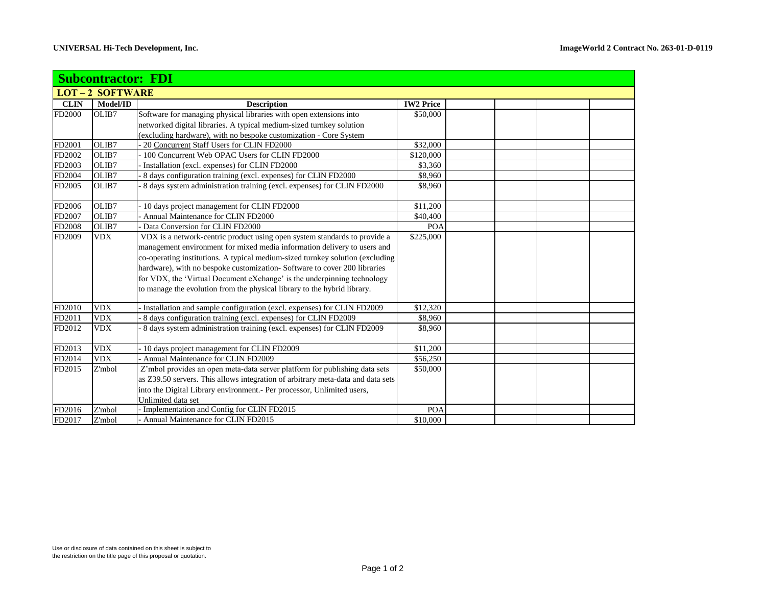## Subcontractor: FDI

### LOT – 2 SOFTWARE

| CLIN | Model/ID | Description | IW2 Price | | | | |
|---|---|---|---|---|---|---|---|
| FD2000 | OLIB7 | Software for managing physical libraries with open extensions into networked digital libraries. A typical medium-sized turnkey solution (excluding hardware), with no bespoke customization - Core System | $50,000 | | | | |
| FD2001 | OLIB7 | - 20 Concurrent Staff Users for CLIN FD2000 | $32,000 | | | | |
| FD2002 | OLIB7 | - 100 Concurrent Web OPAC Users for CLIN FD2000 | $120,000 | | | | |
| FD2003 | OLIB7 | - Installation (excl. expenses) for CLIN FD2000 | $3,360 | | | | |
| FD2004 | OLIB7 | - 8 days configuration training (excl. expenses) for CLIN FD2000 | $8,960 | | | | |
| FD2005 | OLIB7 | - 8 days system administration training (excl. expenses) for CLIN FD2000 | $8,960 | | | | |
| FD2006 | OLIB7 | - 10 days project management for CLIN FD2000 | $11,200 | | | | |
| FD2007 | OLIB7 | - Annual Maintenance for CLIN FD2000 | $40,400 | | | | |
| FD2008 | OLIB7 | - Data Conversion for CLIN FD2000 | POA | | | | |
| FD2009 | VDX | VDX is a network-centric product using open system standards to provide a management environment for mixed media information delivery to users and co-operating institutions. A typical medium-sized turnkey solution (excluding hardware), with no bespoke customization- Software to cover 200 libraries for VDX, the 'Virtual Document eXchange' is the underpinning technology to manage the evolution from the physical library to the hybrid library. | $225,000 | | | | |
| FD2010 | VDX | - Installation and sample configuration (excl. expenses) for CLIN FD2009 | $12,320 | | | | |
| FD2011 | VDX | - 8 days configuration training (excl. expenses) for CLIN FD2009 | $8,960 | | | | |
| FD2012 | VDX | - 8 days system administration training (excl. expenses) for CLIN FD2009 | $8,960 | | | | |
| FD2013 | VDX | - 10 days project management for CLIN FD2009 | $11,200 | | | | |
| FD2014 | VDX | - Annual Maintenance for CLIN FD2009 | $56,250 | | | | |
| FD2015 | Z'mbol | Z'mbol provides an open meta-data server platform for publishing data sets as Z39.50 servers. This allows integration of arbitrary meta-data and data sets into the Digital Library environment.- Per processor, Unlimited users, Unlimited data set | $50,000 | | | | |
| FD2016 | Z'mbol | - Implementation and Config for CLIN FD2015 | POA | | | | |
| FD2017 | Z'mbol | - Annual Maintenance for CLIN FD2015 | $10,000 | | | | |

Use or disclosure of data contained on this sheet is subject to the restriction on the title page of this proposal or quotation.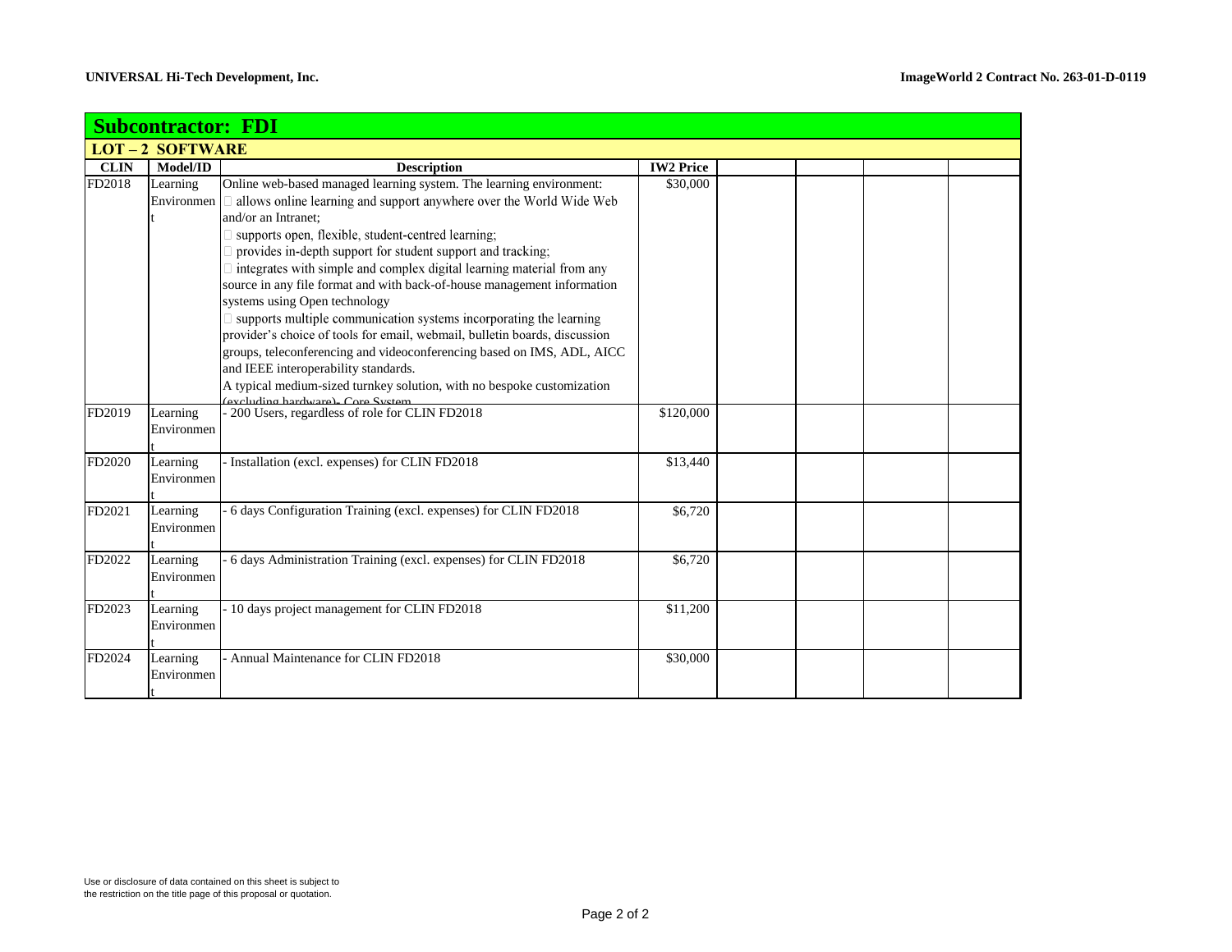**UNIVERSAL Hi-Tech Development, Inc.** **ImageWorld 2 Contract No. 263-01-D-0119**

## Subcontractor: FDI

### LOT – 2 SOFTWARE

| CLIN | Model/ID | Description | IW2 Price | | | | |
|---|---|---|---|---|---|---|---|
| FD2018 | Learning Environment | Online web-based managed learning system. The learning environment:<br> allows online learning and support anywhere over the World Wide Web and/or an Intranet;<br> supports open, flexible, student-centred learning;<br> provides in-depth support for student support and tracking;<br> integrates with simple and complex digital learning material from any source in any file format and with back-of-house management information systems using Open technology<br> supports multiple communication systems incorporating the learning provider's choice of tools for email, webmail, bulletin boards, discussion groups, teleconferencing and videoconferencing based on IMS, ADL, AICC and IEEE interoperability standards.<br>A typical medium-sized turnkey solution, with no bespoke customization (excluding hardware)- Core System | $30,000 | | | | |
| FD2019 | Learning Environment | - 200 Users, regardless of role for CLIN FD2018 | $120,000 | | | | |
| FD2020 | Learning Environment | - Installation (excl. expenses) for CLIN FD2018 | $13,440 | | | | |
| FD2021 | Learning Environment | - 6 days Configuration Training (excl. expenses) for CLIN FD2018 | $6,720 | | | | |
| FD2022 | Learning Environment | - 6 days Administration Training (excl. expenses) for CLIN FD2018 | $6,720 | | | | |
| FD2023 | Learning Environment | - 10 days project management for CLIN FD2018 | $11,200 | | | | |
| FD2024 | Learning Environment | - Annual Maintenance for CLIN FD2018 | $30,000 | | | | |

Use or disclosure of data contained on this sheet is subject to the restriction on the title page of this proposal or quotation.